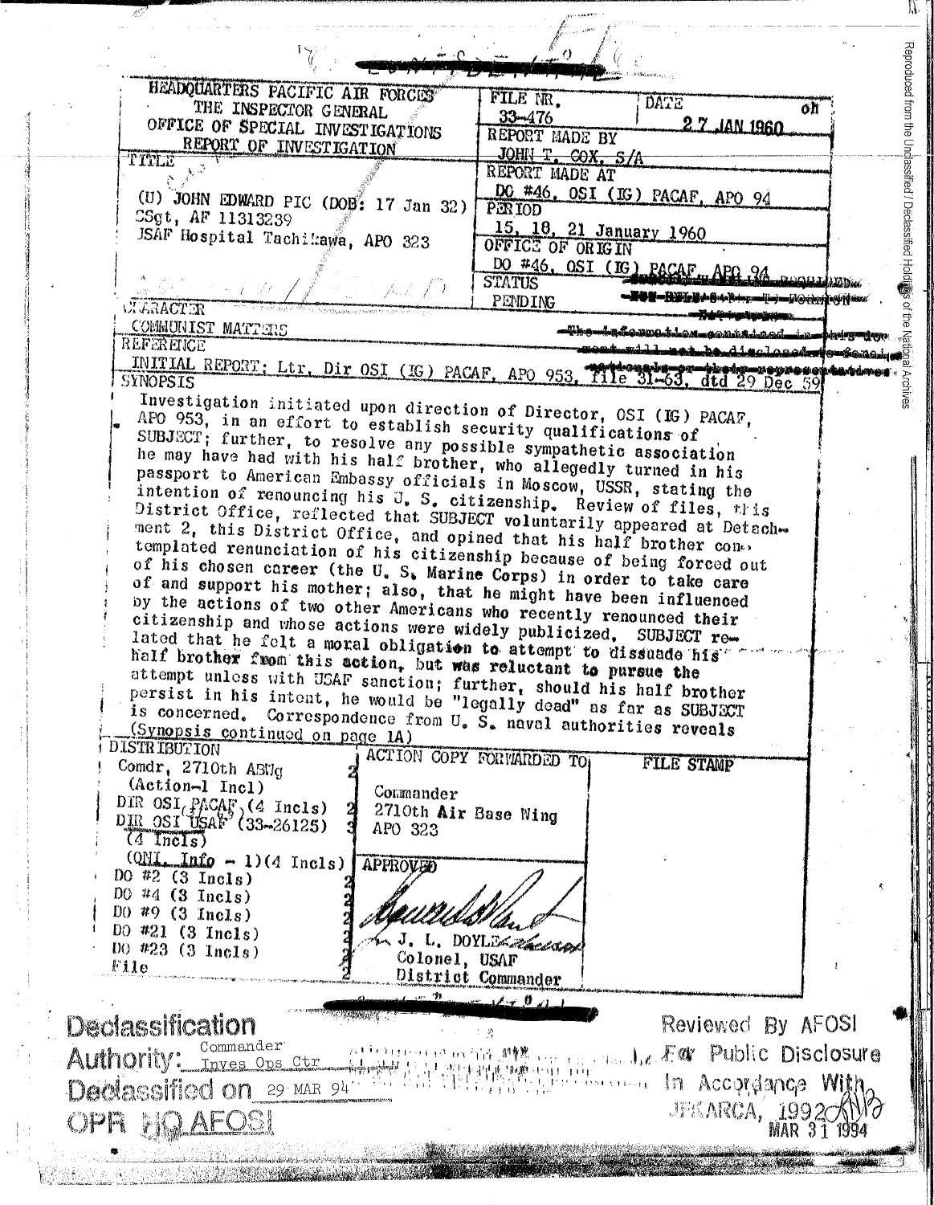HEADQUARTERS PACIFIC AIR FORCES
THE INSPECTOR GENERAL
OFFICE OF SPECIAL INVESTIGATIONS
REPORT OF INVESTIGATION

| | |
|---|---|
| FILE NR. 33-476 | DATE 27 JAN 1960 |
| REPORT MADE BY JOHN T. COX, S/A | |
| REPORT MADE AT DO #46, OSI (IG) PACAF, APO 94 | |

**TITLE**

(U) JOHN EDWARD PIC (DOB: 17 Jan 32)
SSgt, AF 11313239
USAF Hospital Tachikawa, APO 323

**PERIOD**
15, 18, 21 January 1960

**OFFICE OF ORIGIN**
DO #46, OSI (IG) PACAF, APO 94

**STATUS**
PENDING

**CHARACTER**
COMMUNIST MATTERS

**REFERENCE**
INITIAL REPORT; Ltr, Dir OSI (IG) PACAF, APO 953, File 31-63, dtd 29 Dec 59

**SYNOPSIS**

Investigation initiated upon direction of Director, OSI (IG) PACAF, APO 953, in an effort to establish security qualifications of SUBJECT; further, to resolve any possible sympathetic association he may have had with his half brother, who allegedly turned in his passport to American Embassy officials in Moscow, USSR, stating the intention of renouncing his U. S. citizenship. Review of files, this District Office, reflected that SUBJECT voluntarily appeared at Detachment 2, this District Office, and opined that his half brother contemplated renunciation of his citizenship because of being forced out of his chosen career (the U. S. Marine Corps) in order to take care of and support his mother; also, that he might have been influenced by the actions of two other Americans who recently renounced their citizenship and whose actions were widely publicized. SUBJECT related that he felt a moral obligation to attempt to dissuade his half brother from this action, but was reluctant to pursue the attempt unless with USAF sanction; further, should his half brother persist in his intent, he would be "legally dead" as far as SUBJECT is concerned. Correspondence from U. S. naval authorities reveals (Synopsis continued on page 1A)

**DISTRIBUTION**

Comdr, 2710th ABWg (Action-1 Incl) 2
DIR OSI, PACAF (4 Incls) 2
DIR OSI USAF (33-26125) (4 Incls) 3
(ONI, Info - 1)(4 Incls)
DO #2 (3 Incls) 2
DO #4 (3 Incls) 2
DO #9 (3 Incls) 2
DO #21 (3 Incls) 2
DO #23 (3 Incls) 2
File 2

**ACTION COPY FORWARDED TO**
Commander
2710th Air Base Wing
APO 323

**APPROVED**
J. L. DOYLE
Colonel, USAF
District Commander

**FILE STAMP**

Declassification Authority: Commander Inves Ops Ctr
Declassified on 29 MAR 94
OPR HQ AFOSI

Reviewed By AFOSI For Public Disclosure In Accordance With JFKARCA, 1992
MAR 31 1994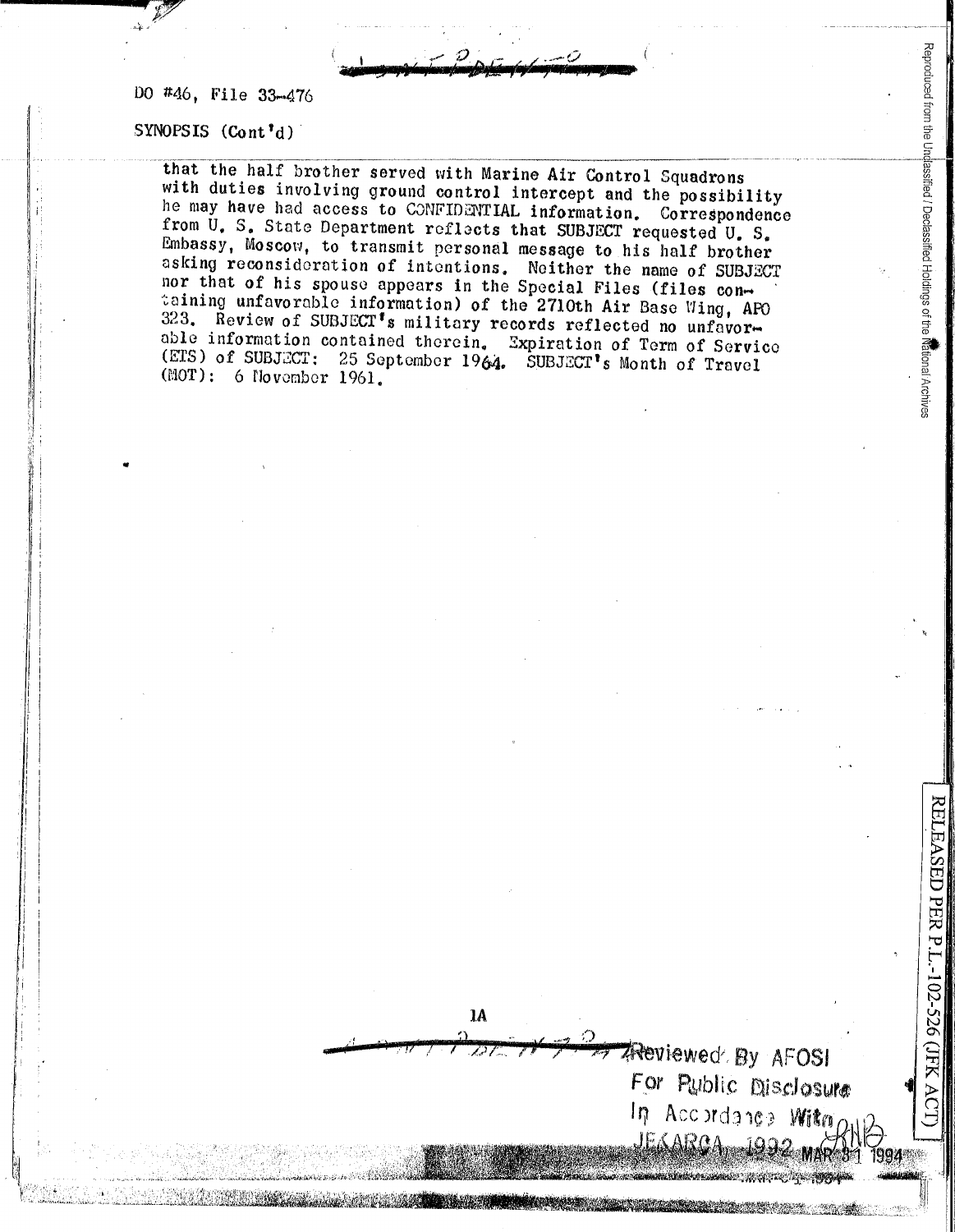DO #46, File 33-476

SYNOPSIS (Cont'd)

that the half brother served with Marine Air Control Squadrons with duties involving ground control intercept and the possibility he may have had access to CONFIDENTIAL information. Correspondence from U. S. State Department reflects that SUBJECT requested U. S. Embassy, Moscow, to transmit personal message to his half brother asking reconsideration of intentions. Neither the name of SUBJECT nor that of his spouse appears in the Special Files (files containing unfavorable information) of the 2710th Air Base Wing, APO 323. Review of SUBJECT's military records reflected no unfavorable information contained therein. Expiration of Term of Service (ETS) of SUBJECT: 25 September 1964. SUBJECT's Month of Travel (MOT): 6 November 1961.

1A

Reviewed By AFOSI For Public Disclosure In Accordance With JFKARCA 1992 MAR 31 1994

RELEASED PER P.L.-102-526 (JFK ACT)

Reproduced from the Unclassified / Declassified Holdings of the National Archives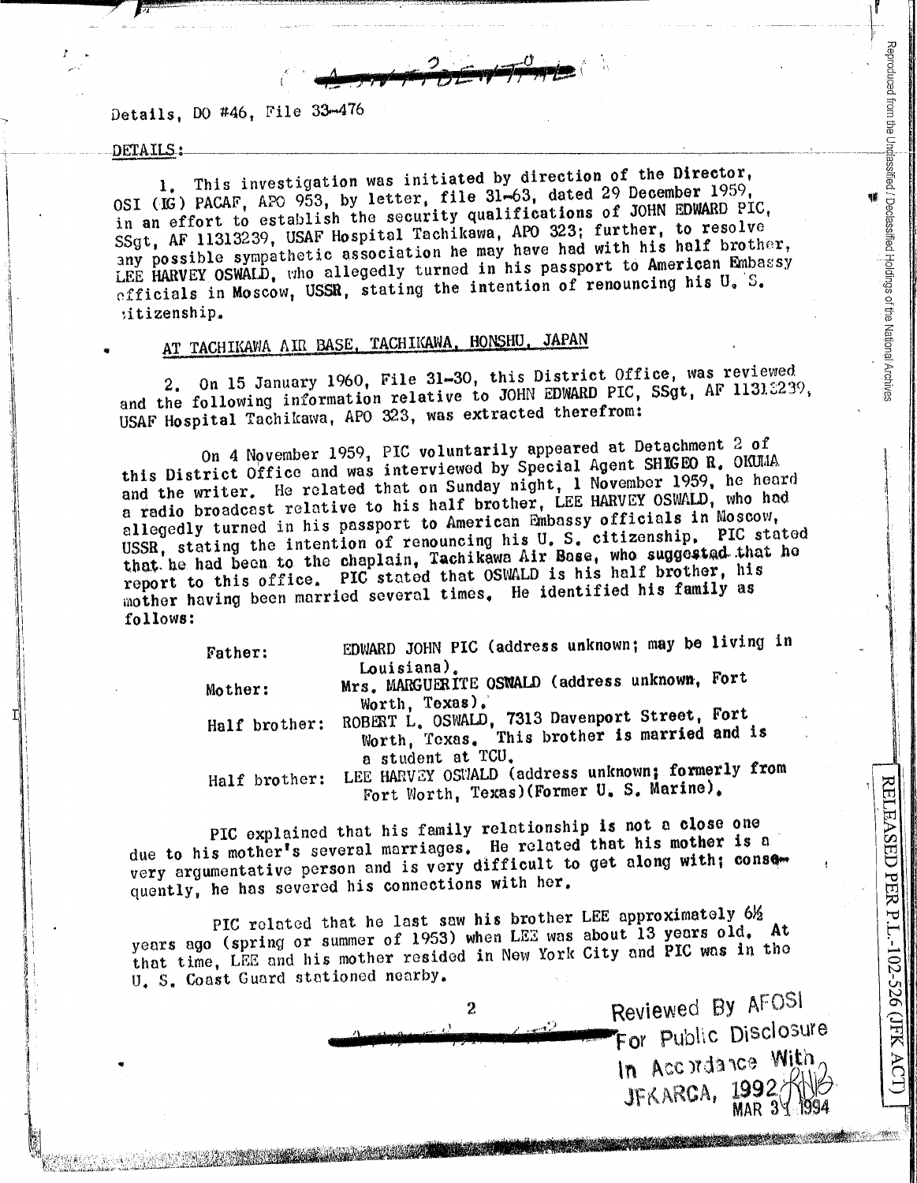Details, DO #46, File 33-476

DETAILS:

1. This investigation was initiated by direction of the Director, OSI (IG) PACAF, APO 953, by letter, file 31-63, dated 29 December 1959, in an effort to establish the security qualifications of JOHN EDWARD PIC, SSgt, AF 11313239, USAF Hospital Tachikawa, APO 323; further, to resolve any possible sympathetic association he may have had with his half brother, LEE HARVEY OSWALD, who allegedly turned in his passport to American Embassy officials in Moscow, USSR, stating the intention of renouncing his U. S. citizenship.

## AT TACHIKAWA AIR BASE, TACHIKAWA, HONSHU, JAPAN

2. On 15 January 1960, File 31-30, this District Office, was reviewed and the following information relative to JOHN EDWARD PIC, SSgt, AF 11313239, USAF Hospital Tachikawa, APO 323, was extracted therefrom:

On 4 November 1959, PIC voluntarily appeared at Detachment 2 of this District Office and was interviewed by Special Agent SHIGEO R. OKUMA and the writer. He related that on Sunday night, 1 November 1959, he heard a radio broadcast relative to his half brother, LEE HARVEY OSWALD, who had allegedly turned in his passport to American Embassy officials in Moscow, USSR, stating the intention of renouncing his U. S. citizenship. PIC stated that he had been to the chaplain, Tachikawa Air Base, who suggested that he report to this office. PIC stated that OSWALD is his half brother, his mother having been married several times. He identified his family as follows:

| | |
|---|---|
| Father: | EDWARD JOHN PIC (address unknown; may be living in Louisiana). |
| Mother: | Mrs. MARGUERITE OSWALD (address unknown, Fort Worth, Texas). |
| Half brother: | ROBERT L. OSWALD, 7313 Davenport Street, Fort Worth, Texas. This brother is married and is a student at TCU. |
| Half brother: | LEE HARVEY OSWALD (address unknown; formerly from Fort Worth, Texas)(Former U. S. Marine). |

PIC explained that his family relationship is not a close one due to his mother's several marriages. He related that his mother is a very argumentative person and is very difficult to get along with; consequently, he has severed his connections with her.

PIC related that he last saw his brother LEE approximately 6½ years ago (spring or summer of 1953) when LEE was about 13 years old. At that time, LEE and his mother resided in New York City and PIC was in the U. S. Coast Guard stationed nearby.

Reviewed By AFOSI For Public Disclosure In Accordance With JFKARCA, 1992 MAR 31 1994

RELEASED PER P.L-102-526 (JFK ACT)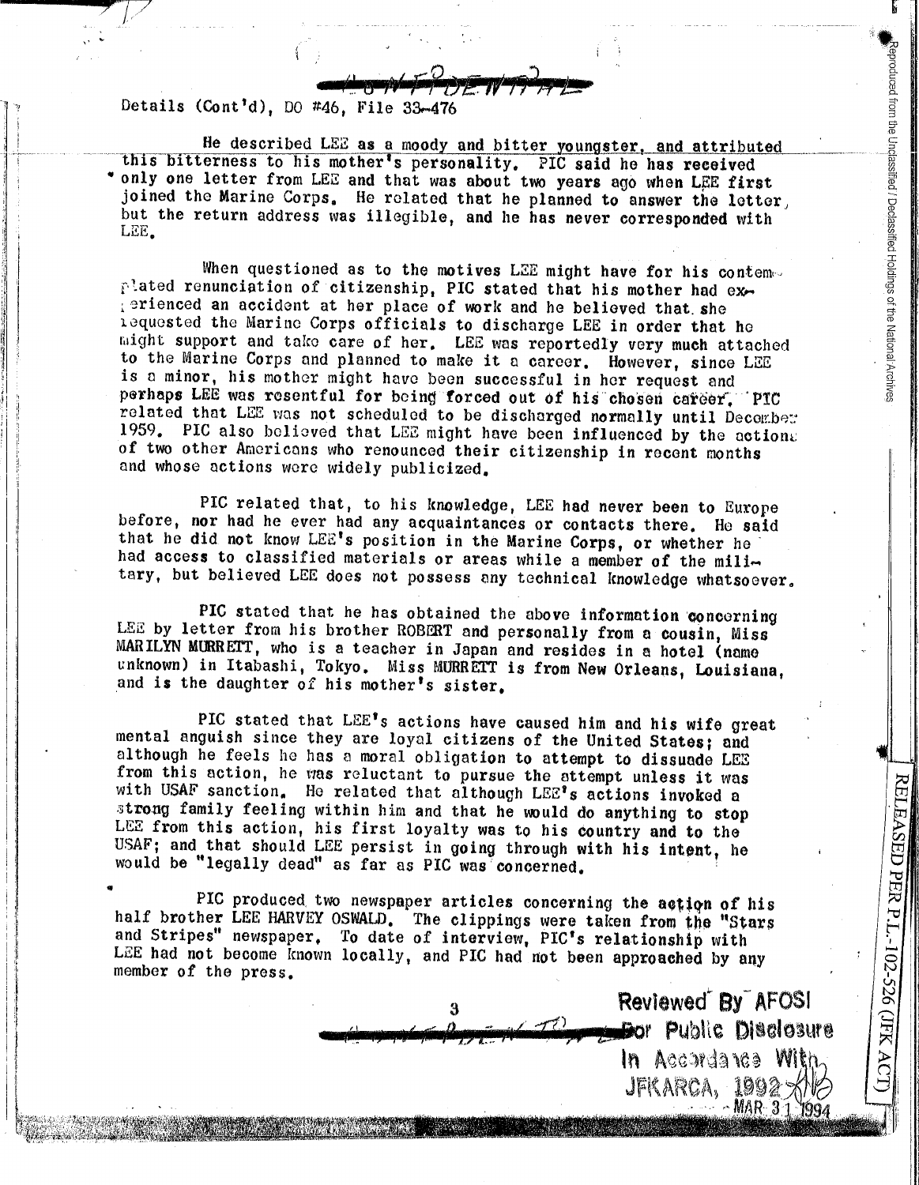CONFIDENTIAL

Details (Cont'd), DO #46, File 33-476

He described LEE as a moody and bitter youngster, and attributed this bitterness to his mother's personality. PIC said he has received only one letter from LEE and that was about two years ago when LEE first joined the Marine Corps. He related that he planned to answer the letter, but the return address was illegible, and he has never corresponded with LEE.

When questioned as to the motives LEE might have for his contemplated renunciation of citizenship, PIC stated that his mother had experienced an accident at her place of work and he believed that she requested the Marine Corps officials to discharge LEE in order that he might support and take care of her. LEE was reportedly very much attached to the Marine Corps and planned to make it a career. However, since LEE is a minor, his mother might have been successful in her request and perhaps LEE was resentful for being forced out of his chosen career. PIC related that LEE was not scheduled to be discharged normally until December 1959. PIC also believed that LEE might have been influenced by the actions of two other Americans who renounced their citizenship in recent months and whose actions were widely publicized.

PIC related that, to his knowledge, LEE had never been to Europe before, nor had he ever had any acquaintances or contacts there. He said that he did not know LEE's position in the Marine Corps, or whether he had access to classified materials or areas while a member of the military, but believed LEE does not possess any technical knowledge whatsoever.

PIC stated that he has obtained the above information concerning LEE by letter from his brother ROBERT and personally from a cousin, Miss MARILYN MURRETT, who is a teacher in Japan and resides in a hotel (name unknown) in Itabashi, Tokyo. Miss MURRETT is from New Orleans, Louisiana, and is the daughter of his mother's sister.

PIC stated that LEE's actions have caused him and his wife great mental anguish since they are loyal citizens of the United States; and although he feels he has a moral obligation to attempt to dissuade LEE from this action, he was reluctant to pursue the attempt unless it was with USAF sanction. He related that although LEE's actions invoked a strong family feeling within him and that he would do anything to stop LEE from this action, his first loyalty was to his country and to the USAF; and that should LEE persist in going through with his intent, he would be "legally dead" as far as PIC was concerned.

PIC produced two newspaper articles concerning the action of his half brother LEE HARVEY OSWALD. The clippings were taken from the "Stars and Stripes" newspaper. To date of interview, PIC's relationship with LEE had not become known locally, and PIC had not been approached by any member of the press.

CONFIDENTIAL

Reviewed By AFOSI For Public Disclosure In Accordance With JFKARCA, 1992 MAR 31 1994

RELEASED PER P.L.-102-526 (JFK ACT)

Reproduced from the Unclassified / Declassified Holdings of the National Archives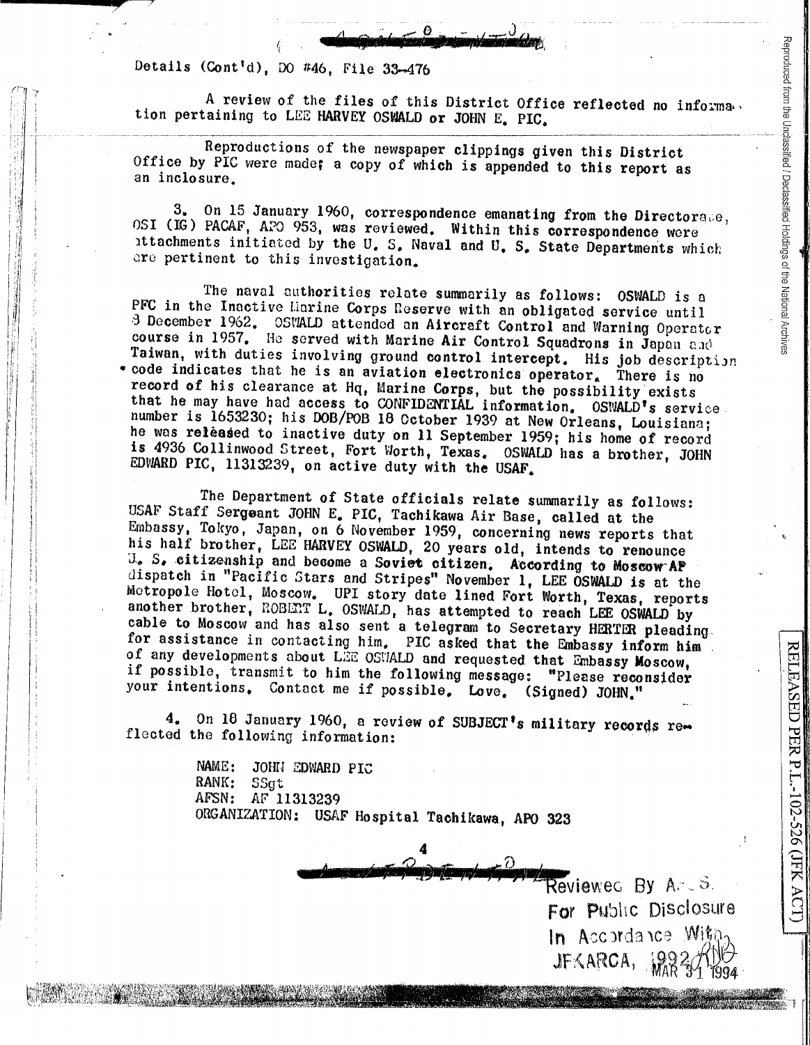Details (Cont'd), DO #46, File 33-476

A review of the files of this District Office reflected no information pertaining to LEE HARVEY OSWALD or JOHN E. PIC.

Reproductions of the newspaper clippings given this District Office by PIC were made; a copy of which is appended to this report as an inclosure.

3. On 15 January 1960, correspondence emanating from the Directorate, OSI (IG) PACAF, APO 953, was reviewed. Within this correspondence were attachments initiated by the U. S. Naval and U. S. State Departments which are pertinent to this investigation.

The naval authorities relate summarily as follows: OSWALD is a PFC in the Inactive Marine Corps Reserve with an obligated service until 8 December 1962. OSWALD attended an Aircraft Control and Warning Operator course in 1957. He served with Marine Air Control Squadrons in Japan and Taiwan, with duties involving ground control intercept. His job description code indicates that he is an aviation electronics operator. There is no record of his clearance at Hq, Marine Corps, but the possibility exists that he may have had access to CONFIDENTIAL information. OSWALD's service number is 1653230; his DOB/POB 18 October 1939 at New Orleans, Louisiana; he was released to inactive duty on 11 September 1959; his home of record is 4936 Collinwood Street, Fort Worth, Texas. OSWALD has a brother, JOHN EDWARD PIC, 11313239, on active duty with the USAF.

The Department of State officials relate summarily as follows: USAF Staff Sergeant JOHN E. PIC, Tachikawa Air Base, called at the Embassy, Tokyo, Japan, on 6 November 1959, concerning news reports that his half brother, LEE HARVEY OSWALD, 20 years old, intends to renounce U. S. citizenship and become a Soviet citizen. According to Moscow AP dispatch in "Pacific Stars and Stripes" November 1, LEE OSWALD is at the Metropole Hotel, Moscow. UPI story date lined Fort Worth, Texas, reports another brother, ROBERT L. OSWALD, has attempted to reach LEE OSWALD by cable to Moscow and has also sent a telegram to Secretary HERTER pleading for assistance in contacting him. PIC asked that the Embassy inform him of any developments about LEE OSWALD and requested that Embassy Moscow, if possible, transmit to him the following message: "Please reconsider your intentions. Contact me if possible. Love. (Signed) JOHN."

4. On 18 January 1960, a review of SUBJECT's military records reflected the following information:

NAME: JOHN EDWARD PIC
RANK: SSgt
AFSN: AF 11313239
ORGANIZATION: USAF Hospital Tachikawa, APO 323

Reviewed By A. S.
For Public Disclosure
In Accordance With
JFKARCA, 1992
MAR 31 1994

RELEASED PER P.L.-102-526 (JFK ACT)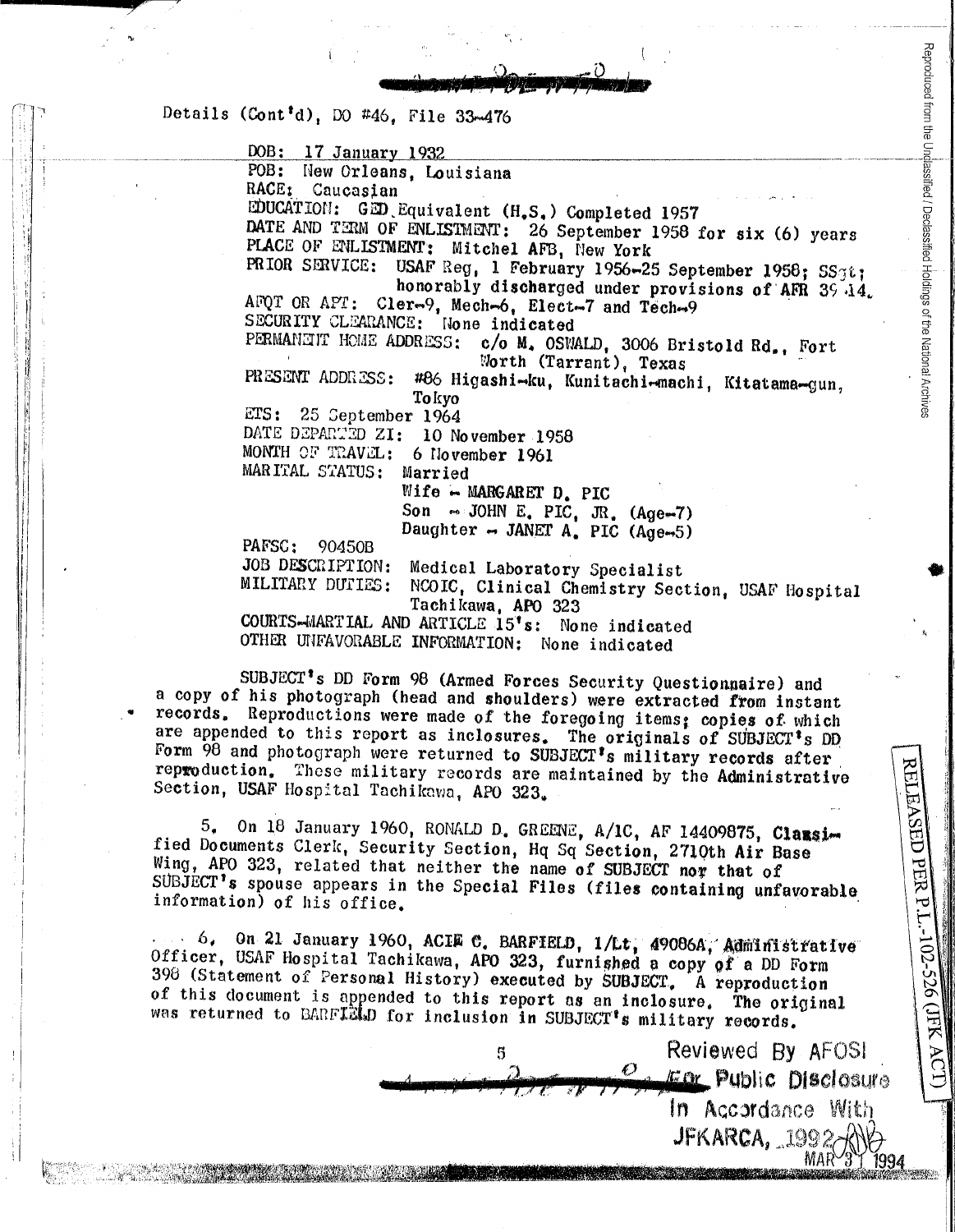Details (Cont'd), DO #46, File 33-476

DOB: 17 January 1932
POB: New Orleans, Louisiana
RACE: Caucasian
EDUCATION: GED Equivalent (H.S.) Completed 1957
DATE AND TERM OF ENLISTMENT: 26 September 1958 for six (6) years
PLACE OF ENLISTMENT: Mitchel AFB, New York
PRIOR SERVICE: USAF Reg, 1 February 1956-25 September 1958; SSgt; honorably discharged under provisions of AFR 39-14.
AFQT OR APT: Cler-9, Mech-6, Elect-7 and Tech-9
SECURITY CLEARANCE: None indicated
PERMANENT HOME ADDRESS: c/o M. OSWALD, 3006 Bristold Rd., Fort Worth (Tarrant), Texas
PRESENT ADDRESS: #86 Higashi-ku, Kunitachi-machi, Kitatama-gun, Tokyo
ETS: 25 September 1964
DATE DEPARTED ZI: 10 November 1958
MONTH OF TRAVEL: 6 November 1961
MARITAL STATUS: Married
Wife - MARGARET D. PIC
Son - JOHN E. PIC, JR. (Age-7)
Daughter - JANET A. PIC (Age-5)
PAFSC: 90450B
JOB DESCRIPTION: Medical Laboratory Specialist
MILITARY DUTIES: NCOIC, Clinical Chemistry Section, USAF Hospital Tachikawa, APO 323
COURTS-MARTIAL AND ARTICLE 15's: None indicated
OTHER UNFAVORABLE INFORMATION: None indicated

SUBJECT's DD Form 98 (Armed Forces Security Questionnaire) and a copy of his photograph (head and shoulders) were extracted from instant records. Reproductions were made of the foregoing items; copies of which are appended to this report as inclosures. The originals of SUBJECT's DD Form 98 and photograph were returned to SUBJECT's military records after reproduction. These military records are maintained by the Administrative Section, USAF Hospital Tachikawa, APO 323.

5. On 18 January 1960, RONALD D. GREENE, A/1C, AF 14409875, Classified Documents Clerk, Security Section, Hq Sq Section, 2710th Air Base Wing, APO 323, related that neither the name of SUBJECT nor that of SUBJECT's spouse appears in the Special Files (files containing unfavorable information) of his office.

6. On 21 January 1960, ACIE C. BARFIELD, 1/Lt, 49086A, Administrative Officer, USAF Hospital Tachikawa, APO 323, furnished a copy of a DD Form 398 (Statement of Personal History) executed by SUBJECT. A reproduction of this document is appended to this report as an inclosure. The original was returned to BARFIELD for inclusion in SUBJECT's military records.

Reviewed By AFOSI For Public Disclosure In Accordance With JFKARCA, 1992 MAR 31 1994

RELEASED PER P.L. 102-526 (JFK ACT)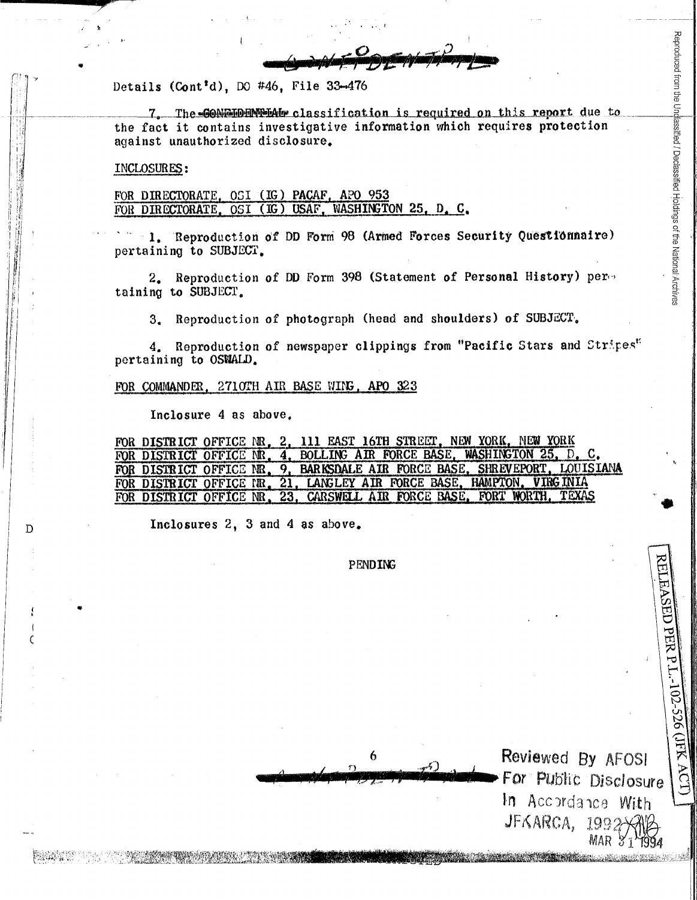CONFIDENTIAL

Details (Cont'd), DO #46, File 33-476

7. The ~~CONFIDENTIAL~~ classification is required on this report due to the fact it contains investigative information which requires protection against unauthorized disclosure.

INCLOSURES:

FOR DIRECTORATE, OSI (IG) PACAF, APO 953
FOR DIRECTORATE, OSI (IG) USAF, WASHINGTON 25, D. C.

1. Reproduction of DD Form 98 (Armed Forces Security Questionnaire) pertaining to SUBJECT.

2. Reproduction of DD Form 398 (Statement of Personal History) pertaining to SUBJECT.

3. Reproduction of photograph (head and shoulders) of SUBJECT.

4. Reproduction of newspaper clippings from "Pacific Stars and Stripes" pertaining to OSWALD.

FOR COMMANDER, 2710TH AIR BASE WING, APO 323

Inclosure 4 as above.

FOR DISTRICT OFFICE NR. 2, 111 EAST 16TH STREET, NEW YORK, NEW YORK
FOR DISTRICT OFFICE NR. 4, BOLLING AIR FORCE BASE, WASHINGTON 25, D. C.
FOR DISTRICT OFFICE NR. 9, BARKSDALE AIR FORCE BASE, SHREVEPORT, LOUISIANA
FOR DISTRICT OFFICE NR. 21, LANGLEY AIR FORCE BASE, HAMPTON, VIRGINIA
FOR DISTRICT OFFICE NR. 23, CARSWELL AIR FORCE BASE, FORT WORTH, TEXAS

Inclosures 2, 3 and 4 as above.

PENDING

CONFIDENTIAL

Reviewed By AFOSI
For Public Disclosure
In Accordance With
JFKARCA, 1992
MAR 31 1994

RELEASED PER P.L.-102-526 (JFK ACT)

Reproduced from the Unclassified / Declassified Holdings of the National Archives